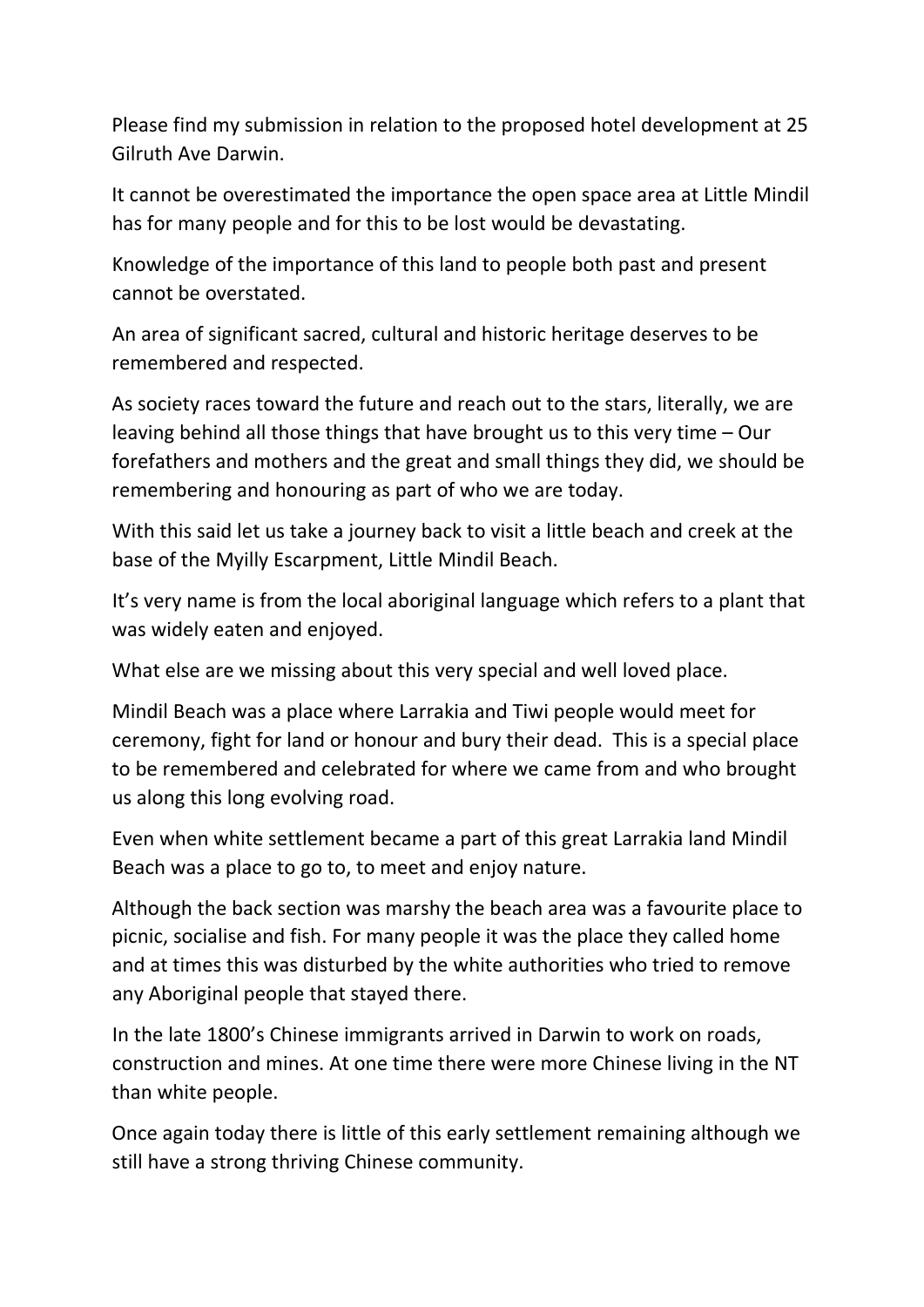Please find my submission in relation to the proposed hotel development at 25 Gilruth Ave Darwin.

It cannot be overestimated the importance the open space area at Little Mindil has for many people and for this to be lost would be devastating.

Knowledge of the importance of this land to people both past and present cannot be overstated.

An area of significant sacred, cultural and historic heritage deserves to be remembered and respected.

As society races toward the future and reach out to the stars, literally, we are leaving behind all those things that have brought us to this very time – Our forefathers and mothers and the great and small things they did, we should be remembering and honouring as part of who we are today.

With this said let us take a journey back to visit a little beach and creek at the base of the Myilly Escarpment, Little Mindil Beach.

It's very name is from the local aboriginal language which refers to a plant that was widely eaten and enjoyed.

What else are we missing about this very special and well loved place.

Mindil Beach was a place where Larrakia and Tiwi people would meet for ceremony, fight for land or honour and bury their dead. This is a special place to be remembered and celebrated for where we came from and who brought us along this long evolving road.

Even when white settlement became a part of this great Larrakia land Mindil Beach was a place to go to, to meet and enjoy nature.

Although the back section was marshy the beach area was a favourite place to picnic, socialise and fish. For many people it was the place they called home and at times this was disturbed by the white authorities who tried to remove any Aboriginal people that stayed there.

In the late 1800's Chinese immigrants arrived in Darwin to work on roads, construction and mines. At one time there were more Chinese living in the NT than white people.

Once again today there is little of this early settlement remaining although we still have a strong thriving Chinese community.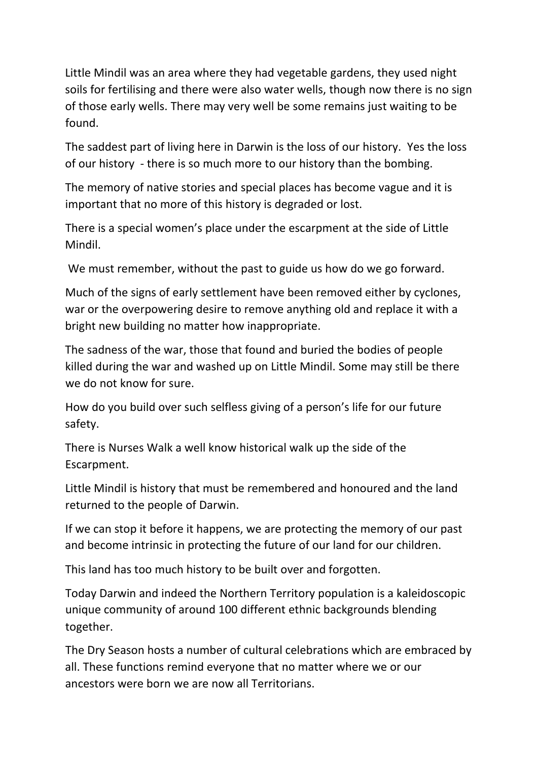Little Mindil was an area where they had vegetable gardens, they used night soils for fertilising and there were also water wells, though now there is no sign of those early wells. There may very well be some remains just waiting to be found.

The saddest part of living here in Darwin is the loss of our history. Yes the loss of our history - there is so much more to our history than the bombing.

The memory of native stories and special places has become vague and it is important that no more of this history is degraded or lost.

There is a special women's place under the escarpment at the side of Little Mindil.

We must remember, without the past to guide us how do we go forward.

Much of the signs of early settlement have been removed either by cyclones, war or the overpowering desire to remove anything old and replace it with a bright new building no matter how inappropriate.

The sadness of the war, those that found and buried the bodies of people killed during the war and washed up on Little Mindil. Some may still be there we do not know for sure.

How do you build over such selfless giving of a person's life for our future safety.

There is Nurses Walk a well know historical walk up the side of the Escarpment.

Little Mindil is history that must be remembered and honoured and the land returned to the people of Darwin.

If we can stop it before it happens, we are protecting the memory of our past and become intrinsic in protecting the future of our land for our children.

This land has too much history to be built over and forgotten.

Today Darwin and indeed the Northern Territory population is a kaleidoscopic unique community of around 100 different ethnic backgrounds blending together.

The Dry Season hosts a number of cultural celebrations which are embraced by all. These functions remind everyone that no matter where we or our ancestors were born we are now all Territorians.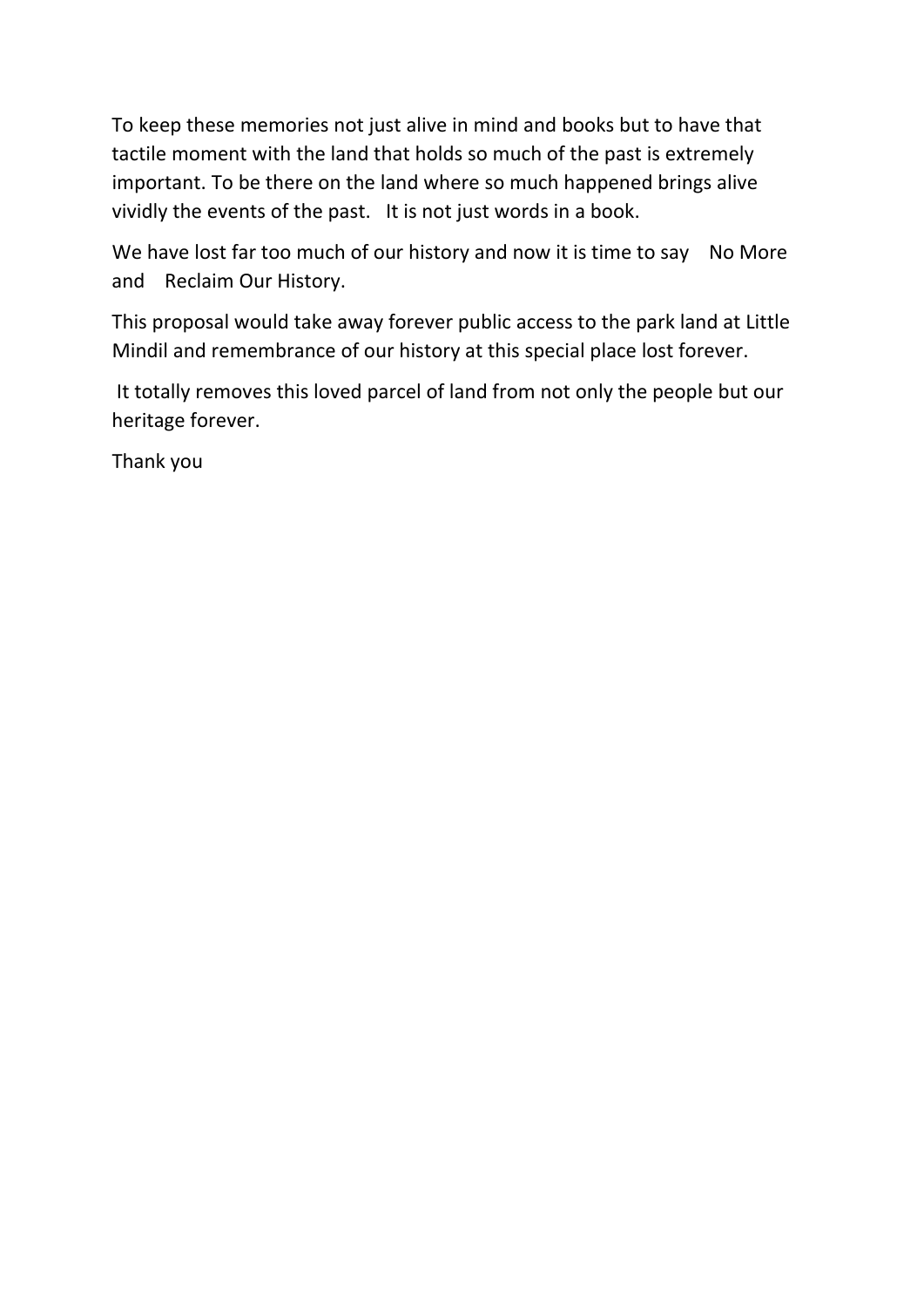To keep these memories not just alive in mind and books but to have that tactile moment with the land that holds so much of the past is extremely important. To be there on the land where so much happened brings alive vividly the events of the past. It is not just words in a book.

We have lost far too much of our history and now it is time to say No More and Reclaim Our History.

This proposal would take away forever public access to the park land at Little Mindil and remembrance of our history at this special place lost forever.

It totally removes this loved parcel of land from not only the people but our heritage forever.

Thank you